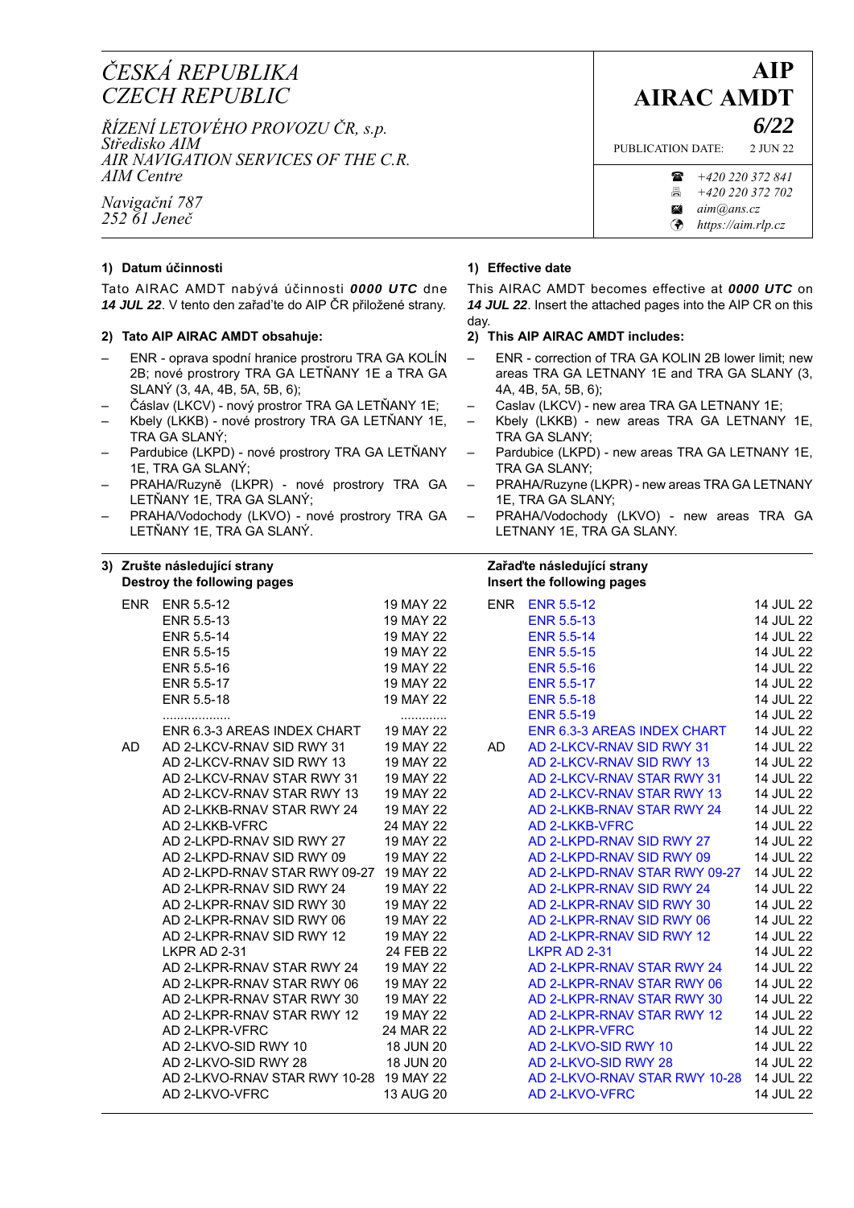*ČESKÁ REPUBLIKA*
*CZECH REPUBLIC*

*ŘÍZENÍ LETOVÉHO PROVOZU ČR, s.p.*
*Středisko AIM*
*AIR NAVIGATION SERVICES OF THE C.R.*
*AIM Centre*

*Navigační 787*
*252 61 Jeneč*

# AIP AIRAC AMDT *6/22*

PUBLICATION DATE: 2 JUN 22

☎ *+420 220 372 841*
🖷 *+420 220 372 702*
✉ *aim@ans.cz*
🌍 *https://aim.rlp.cz*

**1) Datum účinnosti**

Tato AIRAC AMDT nabývá účinnosti ***0000 UTC*** dne ***14 JUL 22***. V tento den zařaďte do AIP ČR přiložené strany.

**2) Tato AIP AIRAC AMDT obsahuje:**

- ENR - oprava spodní hranice prostroru TRA GA KOLÍN 2B; nové prostory TRA GA LETŇANY 1E a TRA GA SLANÝ (3, 4A, 4B, 5A, 5B, 6);
- Čáslav (LKCV) - nový prostor TRA GA LETŇANY 1E;
- Kbely (LKKB) - nové prostory TRA GA LETŇANY 1E, TRA GA SLANÝ;
- Pardubice (LKPD) - nové prostory TRA GA LETŇANY 1E, TRA GA SLANÝ;
- PRAHA/Ruzyně (LKPR) - nové prostory TRA GA LETŇANY 1E, TRA GA SLANÝ;
- PRAHA/Vodochody (LKVO) - nové prostory TRA GA LETŇANY 1E, TRA GA SLANÝ.

**1) Effective date**

This AIRAC AMDT becomes effective at ***0000 UTC*** on ***14 JUL 22***. Insert the attached pages into the AIP CR on this day.

**2) This AIP AIRAC AMDT includes:**

- ENR - correction of TRA GA KOLIN 2B lower limit; new areas TRA GA LETNANY 1E and TRA GA SLANY (3, 4A, 4B, 5A, 5B, 6);
- Caslav (LKCV) - new area TRA GA LETNANY 1E;
- Kbely (LKKB) - new areas TRA GA LETNANY 1E, TRA GA SLANY;
- Pardubice (LKPD) - new areas TRA GA LETNANY 1E, TRA GA SLANY;
- PRAHA/Ruzyne (LKPR) - new areas TRA GA LETNANY 1E, TRA GA SLANY;
- PRAHA/Vodochody (LKVO) - new areas TRA GA LETNANY 1E, TRA GA SLANY.

**3) Zrušte následující strany / Destroy the following pages** — **Zařaďte následující strany / Insert the following pages**

| | Destroy | Date | | Insert | Date |
|---|---|---|---|---|---|
| ENR | ENR 5.5-12 | 19 MAY 22 | ENR | ENR 5.5-12 | 14 JUL 22 |
| | ENR 5.5-13 | 19 MAY 22 | | ENR 5.5-13 | 14 JUL 22 |
| | ENR 5.5-14 | 19 MAY 22 | | ENR 5.5-14 | 14 JUL 22 |
| | ENR 5.5-15 | 19 MAY 22 | | ENR 5.5-15 | 14 JUL 22 |
| | ENR 5.5-16 | 19 MAY 22 | | ENR 5.5-16 | 14 JUL 22 |
| | ENR 5.5-17 | 19 MAY 22 | | ENR 5.5-17 | 14 JUL 22 |
| | ENR 5.5-18 | 19 MAY 22 | | ENR 5.5-18 | 14 JUL 22 |
| | .................. | ............ | | ENR 5.5-19 | 14 JUL 22 |
| | ENR 6.3-3 AREAS INDEX CHART | 19 MAY 22 | | ENR 6.3-3 AREAS INDEX CHART | 14 JUL 22 |
| AD | AD 2-LKCV-RNAV SID RWY 31 | 19 MAY 22 | AD | AD 2-LKCV-RNAV SID RWY 31 | 14 JUL 22 |
| | AD 2-LKCV-RNAV SID RWY 13 | 19 MAY 22 | | AD 2-LKCV-RNAV SID RWY 13 | 14 JUL 22 |
| | AD 2-LKCV-RNAV STAR RWY 31 | 19 MAY 22 | | AD 2-LKCV-RNAV STAR RWY 31 | 14 JUL 22 |
| | AD 2-LKCV-RNAV STAR RWY 13 | 19 MAY 22 | | AD 2-LKCV-RNAV STAR RWY 13 | 14 JUL 22 |
| | AD 2-LKKB-RNAV STAR RWY 24 | 19 MAY 22 | | AD 2-LKKB-RNAV STAR RWY 24 | 14 JUL 22 |
| | AD 2-LKKB-VFRC | 24 MAY 22 | | AD 2-LKKB-VFRC | 14 JUL 22 |
| | AD 2-LKPD-RNAV SID RWY 27 | 19 MAY 22 | | AD 2-LKPD-RNAV SID RWY 27 | 14 JUL 22 |
| | AD 2-LKPD-RNAV SID RWY 09 | 19 MAY 22 | | AD 2-LKPD-RNAV SID RWY 09 | 14 JUL 22 |
| | AD 2-LKPD-RNAV STAR RWY 09-27 | 19 MAY 22 | | AD 2-LKPD-RNAV STAR RWY 09-27 | 14 JUL 22 |
| | AD 2-LKPR-RNAV SID RWY 24 | 19 MAY 22 | | AD 2-LKPR-RNAV SID RWY 24 | 14 JUL 22 |
| | AD 2-LKPR-RNAV SID RWY 30 | 19 MAY 22 | | AD 2-LKPR-RNAV SID RWY 30 | 14 JUL 22 |
| | AD 2-LKPR-RNAV SID RWY 06 | 19 MAY 22 | | AD 2-LKPR-RNAV SID RWY 06 | 14 JUL 22 |
| | AD 2-LKPR-RNAV SID RWY 12 | 19 MAY 22 | | AD 2-LKPR-RNAV SID RWY 12 | 14 JUL 22 |
| | LKPR AD 2-31 | 24 FEB 22 | | LKPR AD 2-31 | 14 JUL 22 |
| | AD 2-LKPR-RNAV STAR RWY 24 | 19 MAY 22 | | AD 2-LKPR-RNAV STAR RWY 24 | 14 JUL 22 |
| | AD 2-LKPR-RNAV STAR RWY 06 | 19 MAY 22 | | AD 2-LKPR-RNAV STAR RWY 06 | 14 JUL 22 |
| | AD 2-LKPR-RNAV STAR RWY 30 | 19 MAY 22 | | AD 2-LKPR-RNAV STAR RWY 30 | 14 JUL 22 |
| | AD 2-LKPR-RNAV STAR RWY 12 | 19 MAY 22 | | AD 2-LKPR-RNAV STAR RWY 12 | 14 JUL 22 |
| | AD 2-LKPR-VFRC | 24 MAR 22 | | AD 2-LKPR-VFRC | 14 JUL 22 |
| | AD 2-LKVO-SID RWY 10 | 18 JUN 20 | | AD 2-LKVO-SID RWY 10 | 14 JUL 22 |
| | AD 2-LKVO-SID RWY 28 | 18 JUN 20 | | AD 2-LKVO-SID RWY 28 | 14 JUL 22 |
| | AD 2-LKVO-RNAV STAR RWY 10-28 | 19 MAY 22 | | AD 2-LKVO-RNAV STAR RWY 10-28 | 14 JUL 22 |
| | AD 2-LKVO-VFRC | 13 AUG 20 | | AD 2-LKVO-VFRC | 14 JUL 22 |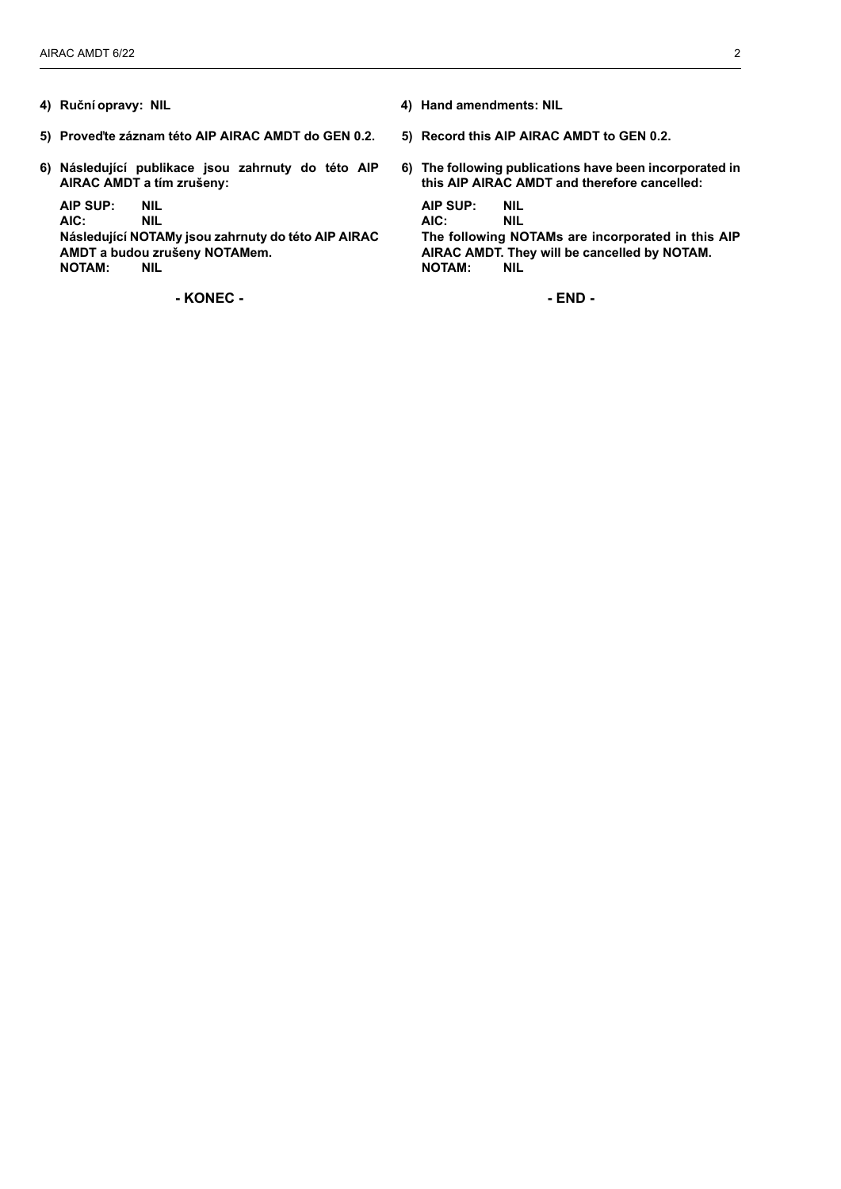**4) Ruční opravy: NIL**

**5) Proveďte záznam této AIP AIRAC AMDT do GEN 0.2.**

**6) Následující publikace jsou zahrnuty do této AIP AIRAC AMDT a tím zrušeny:**

**AIP SUP: NIL**
**AIC: NIL**
**Následující NOTAMy jsou zahrnuty do této AIP AIRAC AMDT a budou zrušeny NOTAMem.**
**NOTAM: NIL**

**- KONEC -**

**4) Hand amendments: NIL**

**5) Record this AIP AIRAC AMDT to GEN 0.2.**

**6) The following publications have been incorporated in this AIP AIRAC AMDT and therefore cancelled:**

**AIP SUP: NIL**
**AIC: NIL**
**The following NOTAMs are incorporated in this AIP AIRAC AMDT. They will be cancelled by NOTAM.**
**NOTAM: NIL**

**- END -**